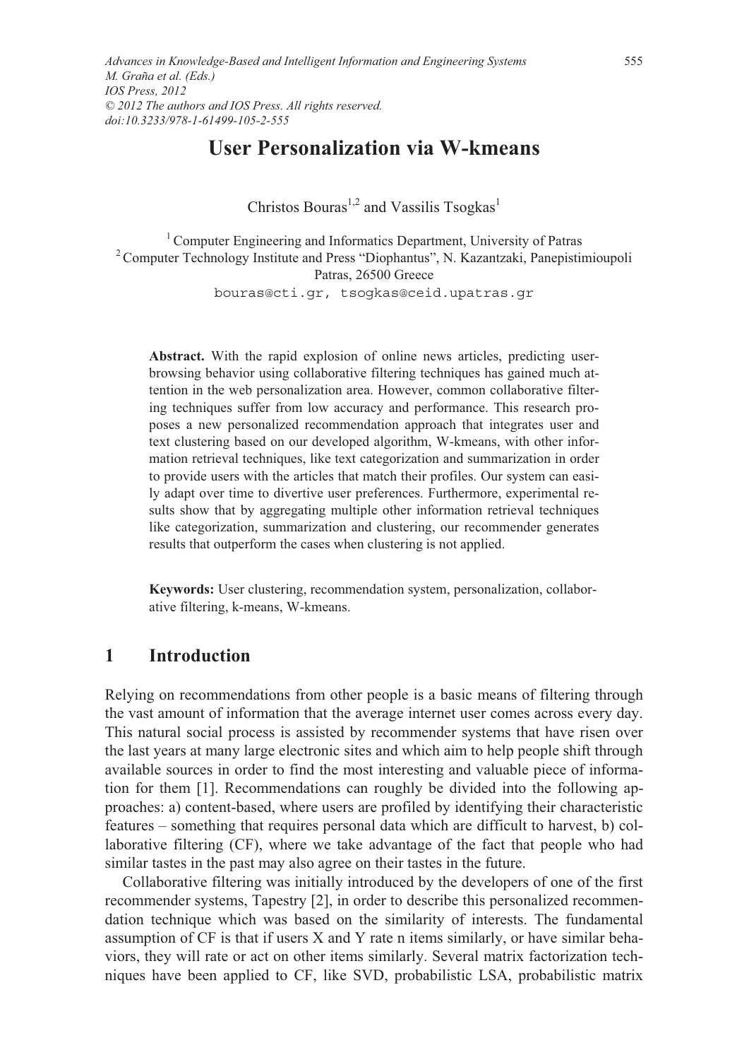# User Personalization via W-kmeans

Christos Bouras[1,2] and Vassilis Tsogkas[1]

[1] Computer Engineering and Informatics Department, University of Patras
[2] Computer Technology Institute and Press "Diophantus", N. Kazantzaki, Panepistimioupoli Patras, 26500 Greece

bouras@cti.gr, tsogkas@ceid.upatras.gr

**Abstract.** With the rapid explosion of online news articles, predicting user-browsing behavior using collaborative filtering techniques has gained much attention in the web personalization area. However, common collaborative filtering techniques suffer from low accuracy and performance. This research proposes a new personalized recommendation approach that integrates user and text clustering based on our developed algorithm, W-kmeans, with other information retrieval techniques, like text categorization and summarization in order to provide users with the articles that match their profiles. Our system can easily adapt over time to divertive user preferences. Furthermore, experimental results show that by aggregating multiple other information retrieval techniques like categorization, summarization and clustering, our recommender generates results that outperform the cases when clustering is not applied.

**Keywords:** User clustering, recommendation system, personalization, collaborative filtering, k-means, W-kmeans.

## 1 Introduction

Relying on recommendations from other people is a basic means of filtering through the vast amount of information that the average internet user comes across every day. This natural social process is assisted by recommender systems that have risen over the last years at many large electronic sites and which aim to help people shift through available sources in order to find the most interesting and valuable piece of information for them [1]. Recommendations can roughly be divided into the following approaches: a) content-based, where users are profiled by identifying their characteristic features – something that requires personal data which are difficult to harvest, b) collaborative filtering (CF), where we take advantage of the fact that people who had similar tastes in the past may also agree on their tastes in the future.

Collaborative filtering was initially introduced by the developers of one of the first recommender systems, Tapestry [2], in order to describe this personalized recommendation technique which was based on the similarity of interests. The fundamental assumption of CF is that if users X and Y rate n items similarly, or have similar behaviors, they will rate or act on other items similarly. Several matrix factorization techniques have been applied to CF, like SVD, probabilistic LSA, probabilistic matrix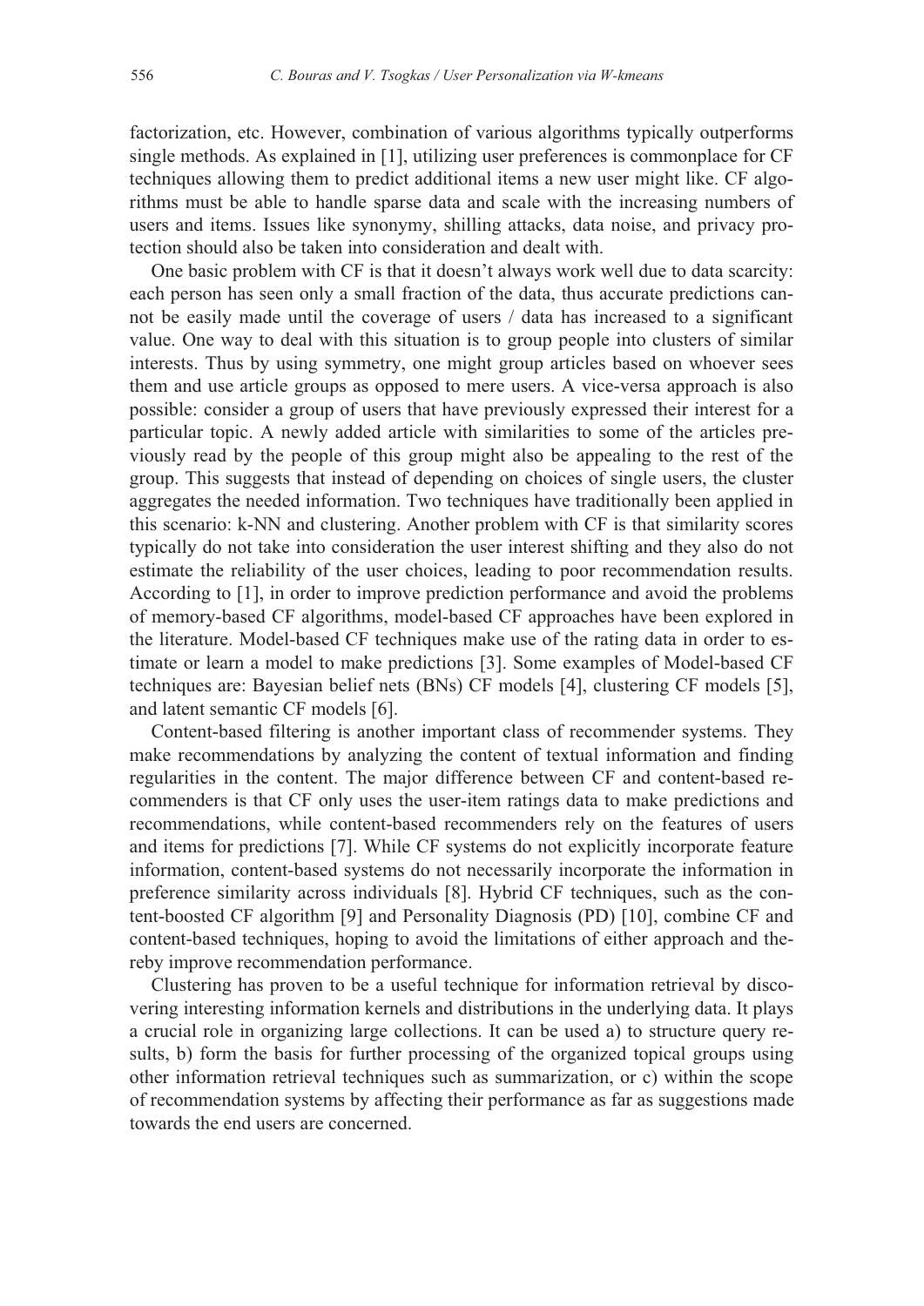factorization, etc. However, combination of various algorithms typically outperforms single methods. As explained in [1], utilizing user preferences is commonplace for CF techniques allowing them to predict additional items a new user might like. CF algorithms must be able to handle sparse data and scale with the increasing numbers of users and items. Issues like synonymy, shilling attacks, data noise, and privacy protection should also be taken into consideration and dealt with.

One basic problem with CF is that it doesn't always work well due to data scarcity: each person has seen only a small fraction of the data, thus accurate predictions cannot be easily made until the coverage of users / data has increased to a significant value. One way to deal with this situation is to group people into clusters of similar interests. Thus by using symmetry, one might group articles based on whoever sees them and use article groups as opposed to mere users. A vice-versa approach is also possible: consider a group of users that have previously expressed their interest for a particular topic. A newly added article with similarities to some of the articles previously read by the people of this group might also be appealing to the rest of the group. This suggests that instead of depending on choices of single users, the cluster aggregates the needed information. Two techniques have traditionally been applied in this scenario: k-NN and clustering. Another problem with CF is that similarity scores typically do not take into consideration the user interest shifting and they also do not estimate the reliability of the user choices, leading to poor recommendation results. According to [1], in order to improve prediction performance and avoid the problems of memory-based CF algorithms, model-based CF approaches have been explored in the literature. Model-based CF techniques make use of the rating data in order to estimate or learn a model to make predictions [3]. Some examples of Model-based CF techniques are: Bayesian belief nets (BNs) CF models [4], clustering CF models [5], and latent semantic CF models [6].

Content-based filtering is another important class of recommender systems. They make recommendations by analyzing the content of textual information and finding regularities in the content. The major difference between CF and content-based recommenders is that CF only uses the user-item ratings data to make predictions and recommendations, while content-based recommenders rely on the features of users and items for predictions [7]. While CF systems do not explicitly incorporate feature information, content-based systems do not necessarily incorporate the information in preference similarity across individuals [8]. Hybrid CF techniques, such as the content-boosted CF algorithm [9] and Personality Diagnosis (PD) [10], combine CF and content-based techniques, hoping to avoid the limitations of either approach and thereby improve recommendation performance.

Clustering has proven to be a useful technique for information retrieval by discovering interesting information kernels and distributions in the underlying data. It plays a crucial role in organizing large collections. It can be used a) to structure query results, b) form the basis for further processing of the organized topical groups using other information retrieval techniques such as summarization, or c) within the scope of recommendation systems by affecting their performance as far as suggestions made towards the end users are concerned.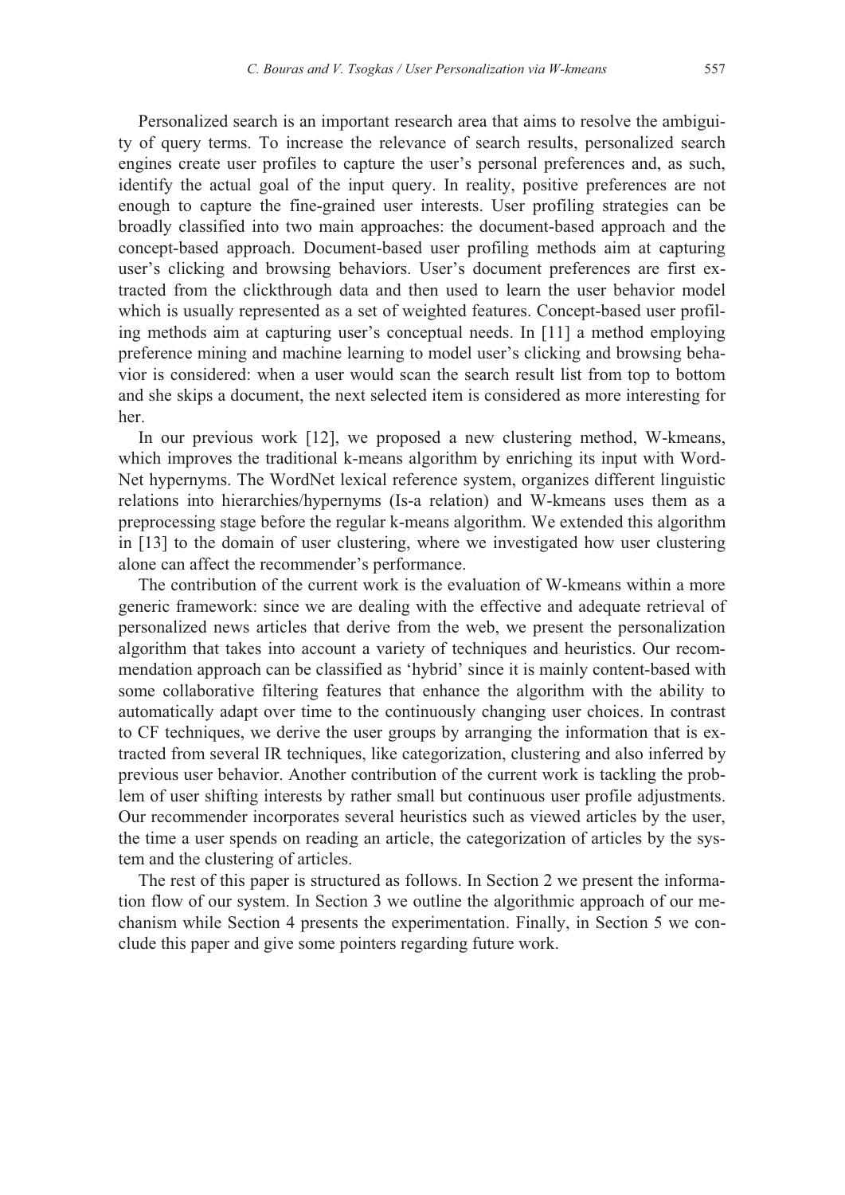Personalized search is an important research area that aims to resolve the ambiguity of query terms. To increase the relevance of search results, personalized search engines create user profiles to capture the user's personal preferences and, as such, identify the actual goal of the input query. In reality, positive preferences are not enough to capture the fine-grained user interests. User profiling strategies can be broadly classified into two main approaches: the document-based approach and the concept-based approach. Document-based user profiling methods aim at capturing user's clicking and browsing behaviors. User's document preferences are first extracted from the clickthrough data and then used to learn the user behavior model which is usually represented as a set of weighted features. Concept-based user profiling methods aim at capturing user's conceptual needs. In [11] a method employing preference mining and machine learning to model user's clicking and browsing behavior is considered: when a user would scan the search result list from top to bottom and she skips a document, the next selected item is considered as more interesting for her.

In our previous work [12], we proposed a new clustering method, W-kmeans, which improves the traditional k-means algorithm by enriching its input with WordNet hypernyms. The WordNet lexical reference system, organizes different linguistic relations into hierarchies/hypernyms (Is-a relation) and W-kmeans uses them as a preprocessing stage before the regular k-means algorithm. We extended this algorithm in [13] to the domain of user clustering, where we investigated how user clustering alone can affect the recommender's performance.

The contribution of the current work is the evaluation of W-kmeans within a more generic framework: since we are dealing with the effective and adequate retrieval of personalized news articles that derive from the web, we present the personalization algorithm that takes into account a variety of techniques and heuristics. Our recommendation approach can be classified as 'hybrid' since it is mainly content-based with some collaborative filtering features that enhance the algorithm with the ability to automatically adapt over time to the continuously changing user choices. In contrast to CF techniques, we derive the user groups by arranging the information that is extracted from several IR techniques, like categorization, clustering and also inferred by previous user behavior. Another contribution of the current work is tackling the problem of user shifting interests by rather small but continuous user profile adjustments. Our recommender incorporates several heuristics such as viewed articles by the user, the time a user spends on reading an article, the categorization of articles by the system and the clustering of articles.

The rest of this paper is structured as follows. In Section 2 we present the information flow of our system. In Section 3 we outline the algorithmic approach of our mechanism while Section 4 presents the experimentation. Finally, in Section 5 we conclude this paper and give some pointers regarding future work.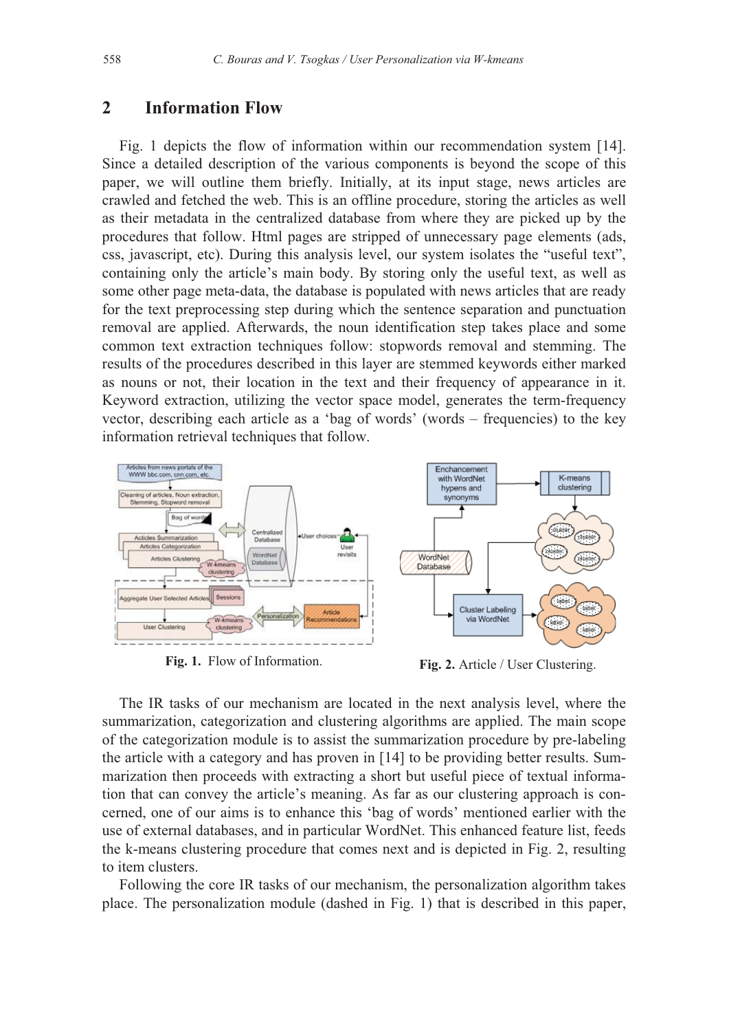## 2 Information Flow

Fig. 1 depicts the flow of information within our recommendation system [14]. Since a detailed description of the various components is beyond the scope of this paper, we will outline them briefly. Initially, at its input stage, news articles are crawled and fetched the web. This is an offline procedure, storing the articles as well as their metadata in the centralized database from where they are picked up by the procedures that follow. Html pages are stripped of unnecessary page elements (ads, css, javascript, etc). During this analysis level, our system isolates the "useful text", containing only the article's main body. By storing only the useful text, as well as some other page meta-data, the database is populated with news articles that are ready for the text preprocessing step during which the sentence separation and punctuation removal are applied. Afterwards, the noun identification step takes place and some common text extraction techniques follow: stopwords removal and stemming. The results of the procedures described in this layer are stemmed keywords either marked as nouns or not, their location in the text and their frequency of appearance in it. Keyword extraction, utilizing the vector space model, generates the term-frequency vector, describing each article as a 'bag of words' (words – frequencies) to the key information retrieval techniques that follow.

**Fig. 1.** Flow of Information.

**Fig. 2.** Article / User Clustering.

The IR tasks of our mechanism are located in the next analysis level, where the summarization, categorization and clustering algorithms are applied. The main scope of the categorization module is to assist the summarization procedure by pre-labeling the article with a category and has proven in [14] to be providing better results. Summarization then proceeds with extracting a short but useful piece of textual information that can convey the article's meaning. As far as our clustering approach is concerned, one of our aims is to enhance this 'bag of words' mentioned earlier with the use of external databases, and in particular WordNet. This enhanced feature list, feeds the k-means clustering procedure that comes next and is depicted in Fig. 2, resulting to item clusters.

Following the core IR tasks of our mechanism, the personalization algorithm takes place. The personalization module (dashed in Fig. 1) that is described in this paper,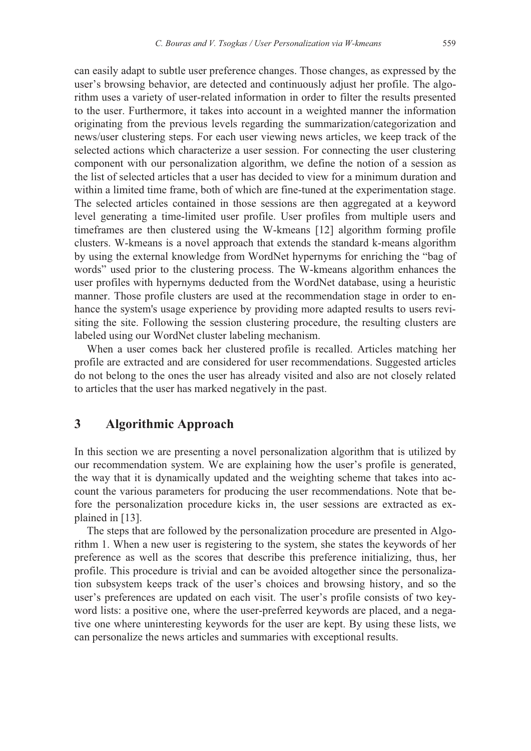can easily adapt to subtle user preference changes. Those changes, as expressed by the user's browsing behavior, are detected and continuously adjust her profile. The algorithm uses a variety of user-related information in order to filter the results presented to the user. Furthermore, it takes into account in a weighted manner the information originating from the previous levels regarding the summarization/categorization and news/user clustering steps. For each user viewing news articles, we keep track of the selected actions which characterize a user session. For connecting the user clustering component with our personalization algorithm, we define the notion of a session as the list of selected articles that a user has decided to view for a minimum duration and within a limited time frame, both of which are fine-tuned at the experimentation stage. The selected articles contained in those sessions are then aggregated at a keyword level generating a time-limited user profile. User profiles from multiple users and timeframes are then clustered using the W-kmeans [12] algorithm forming profile clusters. W-kmeans is a novel approach that extends the standard k-means algorithm by using the external knowledge from WordNet hypernyms for enriching the "bag of words" used prior to the clustering process. The W-kmeans algorithm enhances the user profiles with hypernyms deducted from the WordNet database, using a heuristic manner. Those profile clusters are used at the recommendation stage in order to enhance the system's usage experience by providing more adapted results to users revisiting the site. Following the session clustering procedure, the resulting clusters are labeled using our WordNet cluster labeling mechanism.

When a user comes back her clustered profile is recalled. Articles matching her profile are extracted and are considered for user recommendations. Suggested articles do not belong to the ones the user has already visited and also are not closely related to articles that the user has marked negatively in the past.

## 3 Algorithmic Approach

In this section we are presenting a novel personalization algorithm that is utilized by our recommendation system. We are explaining how the user's profile is generated, the way that it is dynamically updated and the weighting scheme that takes into account the various parameters for producing the user recommendations. Note that before the personalization procedure kicks in, the user sessions are extracted as explained in [13].

The steps that are followed by the personalization procedure are presented in Algorithm 1. When a new user is registering to the system, she states the keywords of her preference as well as the scores that describe this preference initializing, thus, her profile. This procedure is trivial and can be avoided altogether since the personalization subsystem keeps track of the user's choices and browsing history, and so the user's preferences are updated on each visit. The user's profile consists of two keyword lists: a positive one, where the user-preferred keywords are placed, and a negative one where uninteresting keywords for the user are kept. By using these lists, we can personalize the news articles and summaries with exceptional results.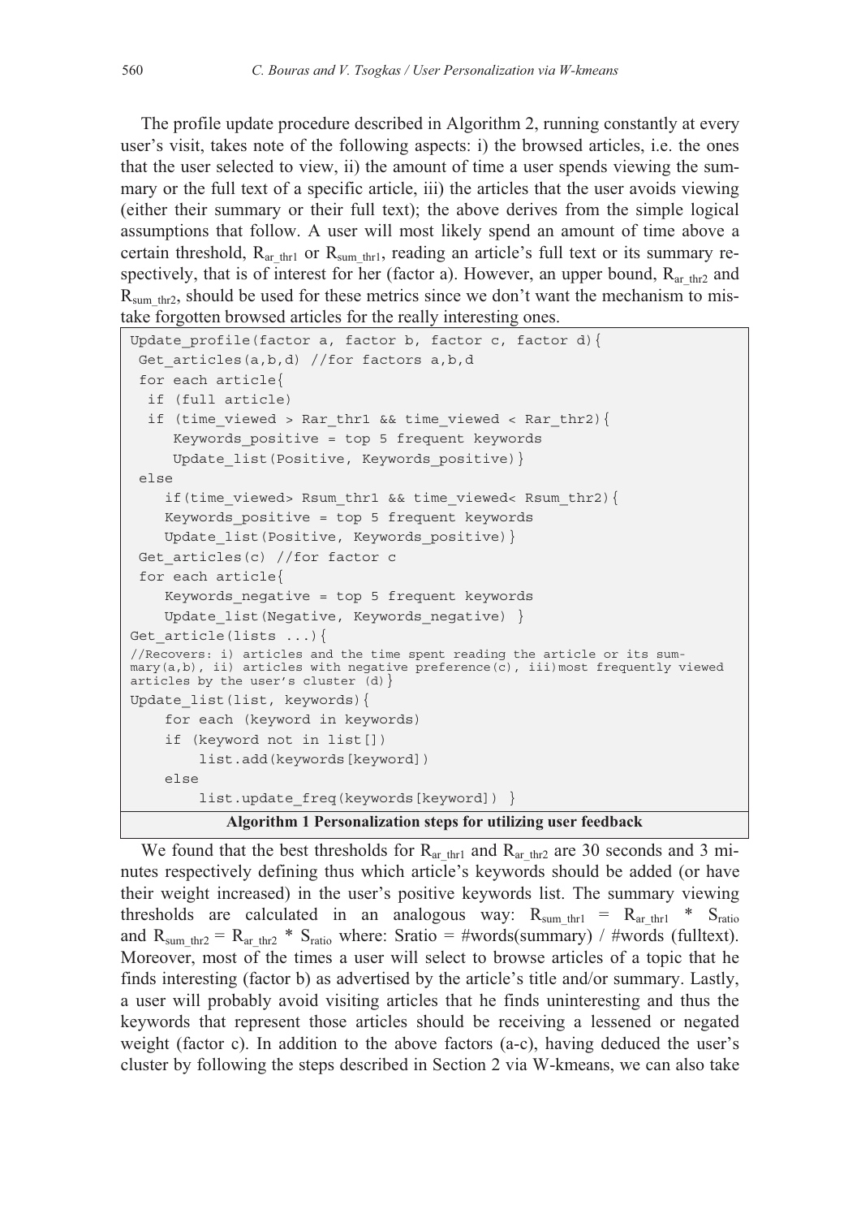The profile update procedure described in Algorithm 2, running constantly at every user's visit, takes note of the following aspects: i) the browsed articles, i.e. the ones that the user selected to view, ii) the amount of time a user spends viewing the summary or the full text of a specific article, iii) the articles that the user avoids viewing (either their summary or their full text); the above derives from the simple logical assumptions that follow. A user will most likely spend an amount of time above a certain threshold, $R_{ar\_thr1}$ or $R_{sum\_thr1}$, reading an article's full text or its summary respectively, that is of interest for her (factor a). However, an upper bound, $R_{ar\_thr2}$ and $R_{sum\_thr2}$, should be used for these metrics since we don't want the mechanism to mistake forgotten browsed articles for the really interesting ones.

```
Update_profile(factor a, factor b, factor c, factor d){
 Get_articles(a,b,d) //for factors a,b,d
 for each article{
  if (full article)
  if (time_viewed > Rar_thr1 && time_viewed < Rar_thr2){
     Keywords_positive = top 5 frequent keywords
     Update_list(Positive, Keywords_positive)}
 else
    if(time_viewed> Rsum_thr1 && time_viewed< Rsum_thr2){
    Keywords_positive = top 5 frequent keywords
    Update_list(Positive, Keywords_positive)}
 Get_articles(c) //for factor c
 for each article{
    Keywords_negative = top 5 frequent keywords
    Update_list(Negative, Keywords_negative) }
Get_article(lists ...){
//Recovers: i) articles and the time spent reading the article or its summary(a,b), ii) articles with negative preference(c), iii)most frequently viewed articles by the user's cluster (d)}
Update_list(list, keywords){
    for each (keyword in keywords)
    if (keyword not in list[])
        list.add(keywords[keyword])
    else
        list.update_freq(keywords[keyword]) }
```

**Algorithm 1 Personalization steps for utilizing user feedback**

We found that the best thresholds for $R_{ar\_thr1}$ and $R_{ar\_thr2}$ are 30 seconds and 3 minutes respectively defining thus which article's keywords should be added (or have their weight increased) in the user's positive keywords list. The summary viewing thresholds are calculated in an analogous way: $R_{sum\_thr1} = R_{ar\_thr1} * S_{ratio}$ and $R_{sum\_thr2} = R_{ar\_thr2} * S_{ratio}$ where: Sratio = #words(summary) / #words (fulltext). Moreover, most of the times a user will select to browse articles of a topic that he finds interesting (factor b) as advertised by the article's title and/or summary. Lastly, a user will probably avoid visiting articles that he finds uninteresting and thus the keywords that represent those articles should be receiving a lessened or negated weight (factor c). In addition to the above factors (a-c), having deduced the user's cluster by following the steps described in Section 2 via W-kmeans, we can also take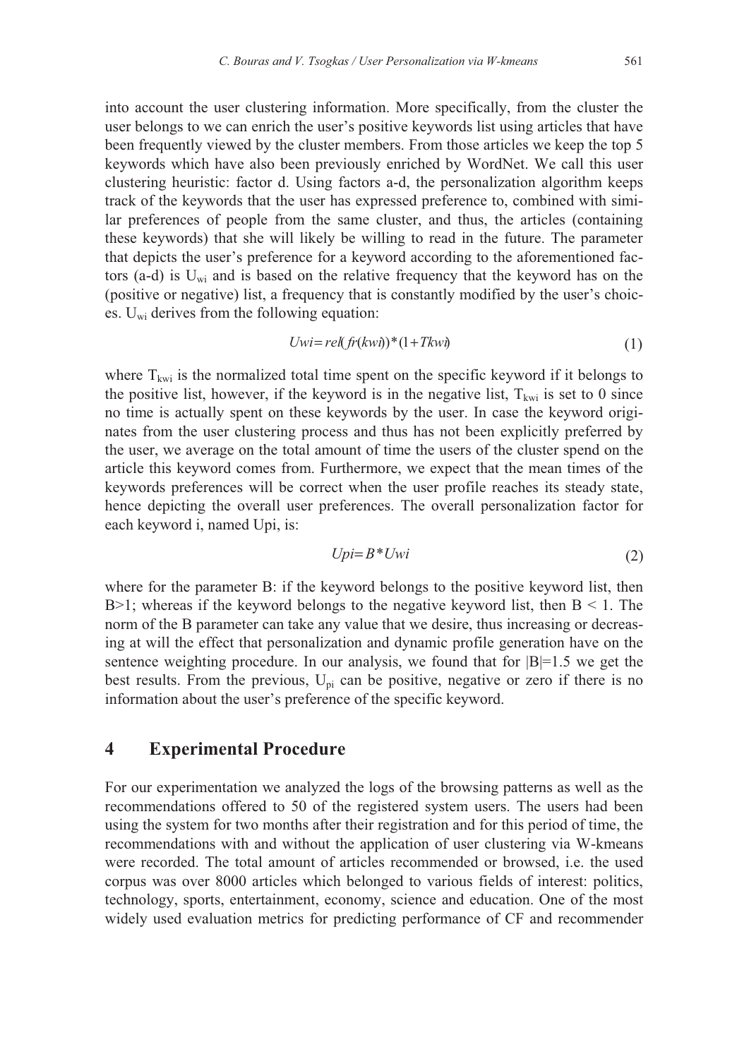into account the user clustering information. More specifically, from the cluster the user belongs to we can enrich the user's positive keywords list using articles that have been frequently viewed by the cluster members. From those articles we keep the top 5 keywords which have also been previously enriched by WordNet. We call this user clustering heuristic: factor d. Using factors a-d, the personalization algorithm keeps track of the keywords that the user has expressed preference to, combined with similar preferences of people from the same cluster, and thus, the articles (containing these keywords) that she will likely be willing to read in the future. The parameter that depicts the user's preference for a keyword according to the aforementioned factors (a-d) is $U_{wi}$ and is based on the relative frequency that the keyword has on the (positive or negative) list, a frequency that is constantly modified by the user's choices. $U_{wi}$ derives from the following equation:

$$Uwi = rel(fr(kwi)) * (1 + Tkwi) \tag{1}$$

where $T_{kwi}$ is the normalized total time spent on the specific keyword if it belongs to the positive list, however, if the keyword is in the negative list, $T_{kwi}$ is set to 0 since no time is actually spent on these keywords by the user. In case the keyword originates from the user clustering process and thus has not been explicitly preferred by the user, we average on the total amount of time the users of the cluster spend on the article this keyword comes from. Furthermore, we expect that the mean times of the keywords preferences will be correct when the user profile reaches its steady state, hence depicting the overall user preferences. The overall personalization factor for each keyword i, named Upi, is:

$$Upi = B * Uwi \tag{2}$$

where for the parameter B: if the keyword belongs to the positive keyword list, then $B>1$; whereas if the keyword belongs to the negative keyword list, then $B < 1$. The norm of the B parameter can take any value that we desire, thus increasing or decreasing at will the effect that personalization and dynamic profile generation have on the sentence weighting procedure. In our analysis, we found that for $|B|=1.5$ we get the best results. From the previous, $U_{pi}$ can be positive, negative or zero if there is no information about the user's preference of the specific keyword.

## 4 Experimental Procedure

For our experimentation we analyzed the logs of the browsing patterns as well as the recommendations offered to 50 of the registered system users. The users had been using the system for two months after their registration and for this period of time, the recommendations with and without the application of user clustering via W-kmeans were recorded. The total amount of articles recommended or browsed, i.e. the used corpus was over 8000 articles which belonged to various fields of interest: politics, technology, sports, entertainment, economy, science and education. One of the most widely used evaluation metrics for predicting performance of CF and recommender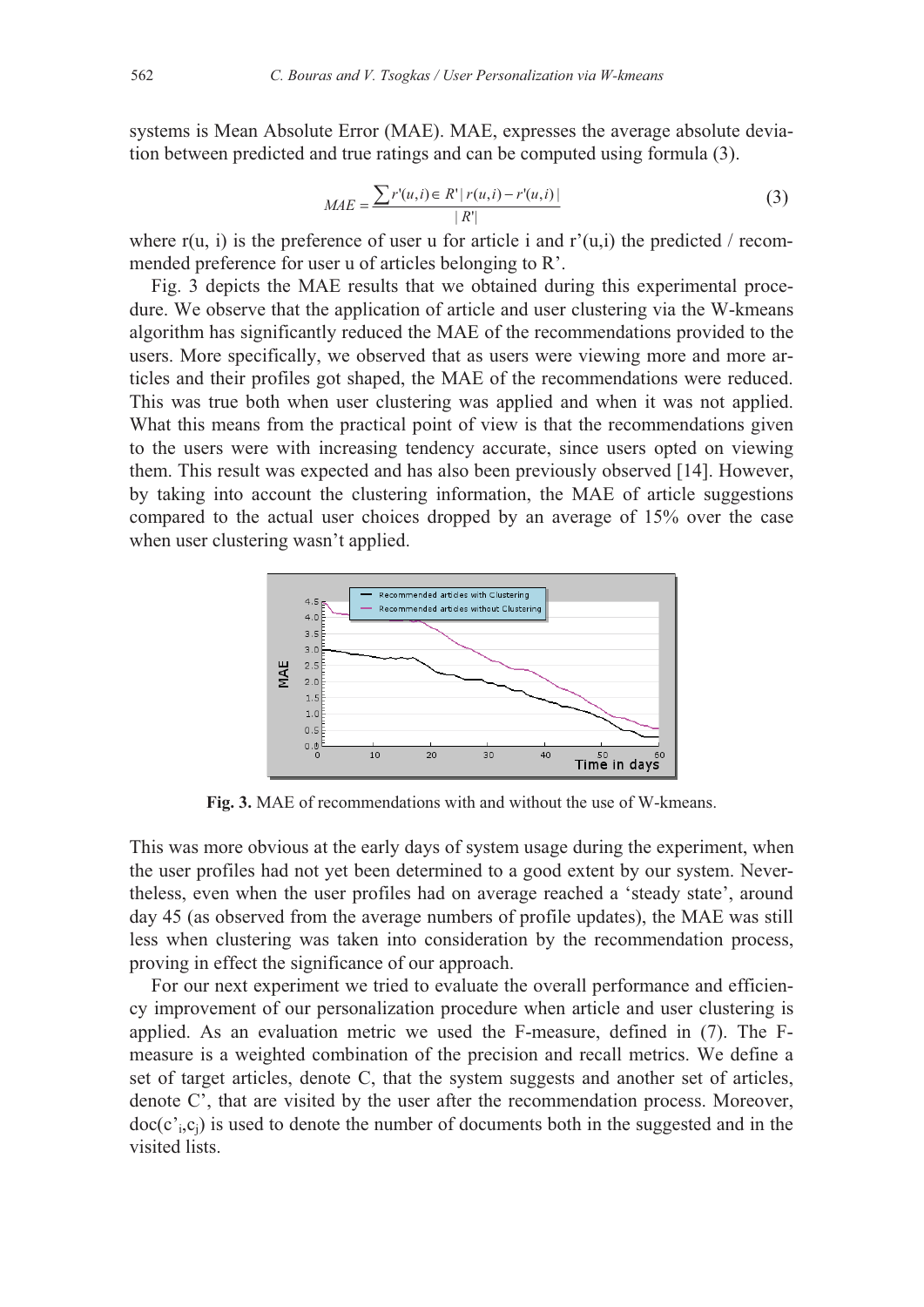systems is Mean Absolute Error (MAE). MAE, expresses the average absolute deviation between predicted and true ratings and can be computed using formula (3).

$$MAE = \frac{\sum r'(u,i) \in R' \, | r(u,i) - r'(u,i) |}{|R'|} \tag{3}$$

where r(u, i) is the preference of user u for article i and r'(u,i) the predicted / recommended preference for user u of articles belonging to R'.

Fig. 3 depicts the MAE results that we obtained during this experimental procedure. We observe that the application of article and user clustering via the W-kmeans algorithm has significantly reduced the MAE of the recommendations provided to the users. More specifically, we observed that as users were viewing more and more articles and their profiles got shaped, the MAE of the recommendations were reduced. This was true both when user clustering was applied and when it was not applied. What this means from the practical point of view is that the recommendations given to the users were with increasing tendency accurate, since users opted on viewing them. This result was expected and has also been previously observed [14]. However, by taking into account the clustering information, the MAE of article suggestions compared to the actual user choices dropped by an average of 15% over the case when user clustering wasn't applied.

**Fig. 3.** MAE of recommendations with and without the use of W-kmeans.

This was more obvious at the early days of system usage during the experiment, when the user profiles had not yet been determined to a good extent by our system. Nevertheless, even when the user profiles had on average reached a 'steady state', around day 45 (as observed from the average numbers of profile updates), the MAE was still less when clustering was taken into consideration by the recommendation process, proving in effect the significance of our approach.

For our next experiment we tried to evaluate the overall performance and efficiency improvement of our personalization procedure when article and user clustering is applied. As an evaluation metric we used the F-measure, defined in (7). The F-measure is a weighted combination of the precision and recall metrics. We define a set of target articles, denote C, that the system suggests and another set of articles, denote C', that are visited by the user after the recommendation process. Moreover, $doc(c'_i, c_j)$ is used to denote the number of documents both in the suggested and in the visited lists.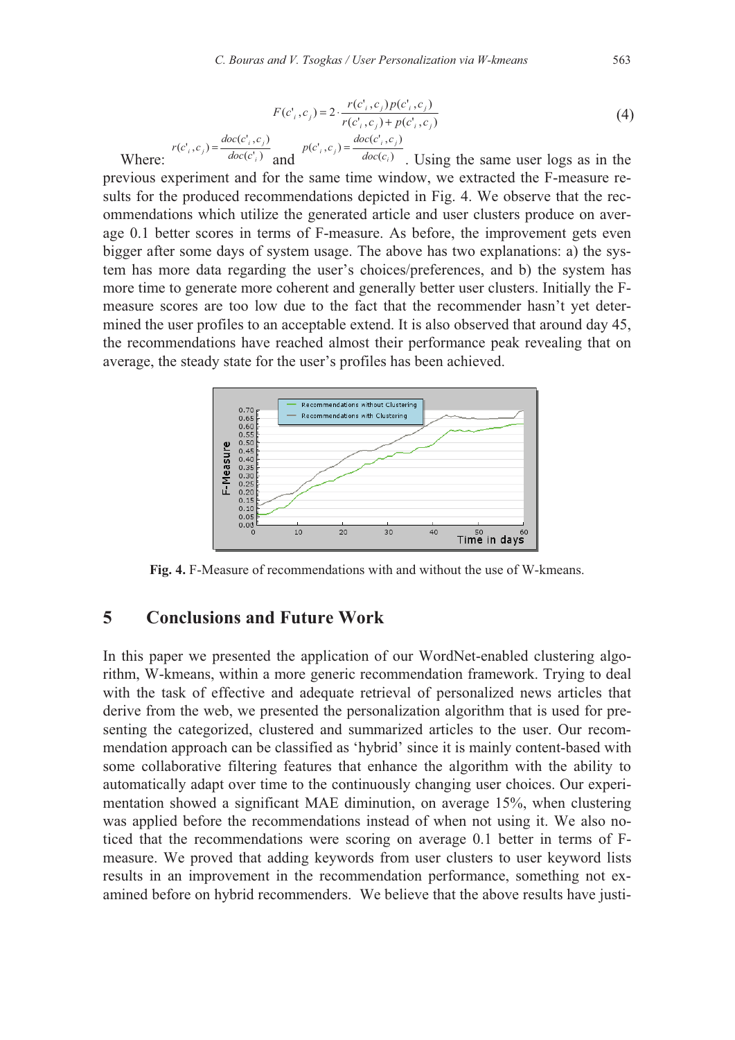$$F(c'_i, c_j) = 2 \cdot \frac{r(c'_i, c_j) p(c'_i, c_j)}{r(c'_i, c_j) + p(c'_i, c_j)} \tag{4}$$

Where: $r(c'_i, c_j) = \frac{doc(c'_i, c_j)}{doc(c'_i)}$ and $p(c'_i, c_j) = \frac{doc(c'_i, c_j)}{doc(c_i)}$. Using the same user logs as in the previous experiment and for the same time window, we extracted the F-measure results for the produced recommendations depicted in Fig. 4. We observe that the recommendations which utilize the generated article and user clusters produce on average 0.1 better scores in terms of F-measure. As before, the improvement gets even bigger after some days of system usage. The above has two explanations: a) the system has more data regarding the user's choices/preferences, and b) the system has more time to generate more coherent and generally better user clusters. Initially the F-measure scores are too low due to the fact that the recommender hasn't yet determined the user profiles to an acceptable extend. It is also observed that around day 45, the recommendations have reached almost their performance peak revealing that on average, the steady state for the user's profiles has been achieved.

**Fig. 4.** F-Measure of recommendations with and without the use of W-kmeans.

## 5 Conclusions and Future Work

In this paper we presented the application of our WordNet-enabled clustering algorithm, W-kmeans, within a more generic recommendation framework. Trying to deal with the task of effective and adequate retrieval of personalized news articles that derive from the web, we presented the personalization algorithm that is used for presenting the categorized, clustered and summarized articles to the user. Our recommendation approach can be classified as 'hybrid' since it is mainly content-based with some collaborative filtering features that enhance the algorithm with the ability to automatically adapt over time to the continuously changing user choices. Our experimentation showed a significant MAE diminution, on average 15%, when clustering was applied before the recommendations instead of when not using it. We also noticed that the recommendations were scoring on average 0.1 better in terms of F-measure. We proved that adding keywords from user clusters to user keyword lists results in an improvement in the recommendation performance, something not examined before on hybrid recommenders. We believe that the above results have justi-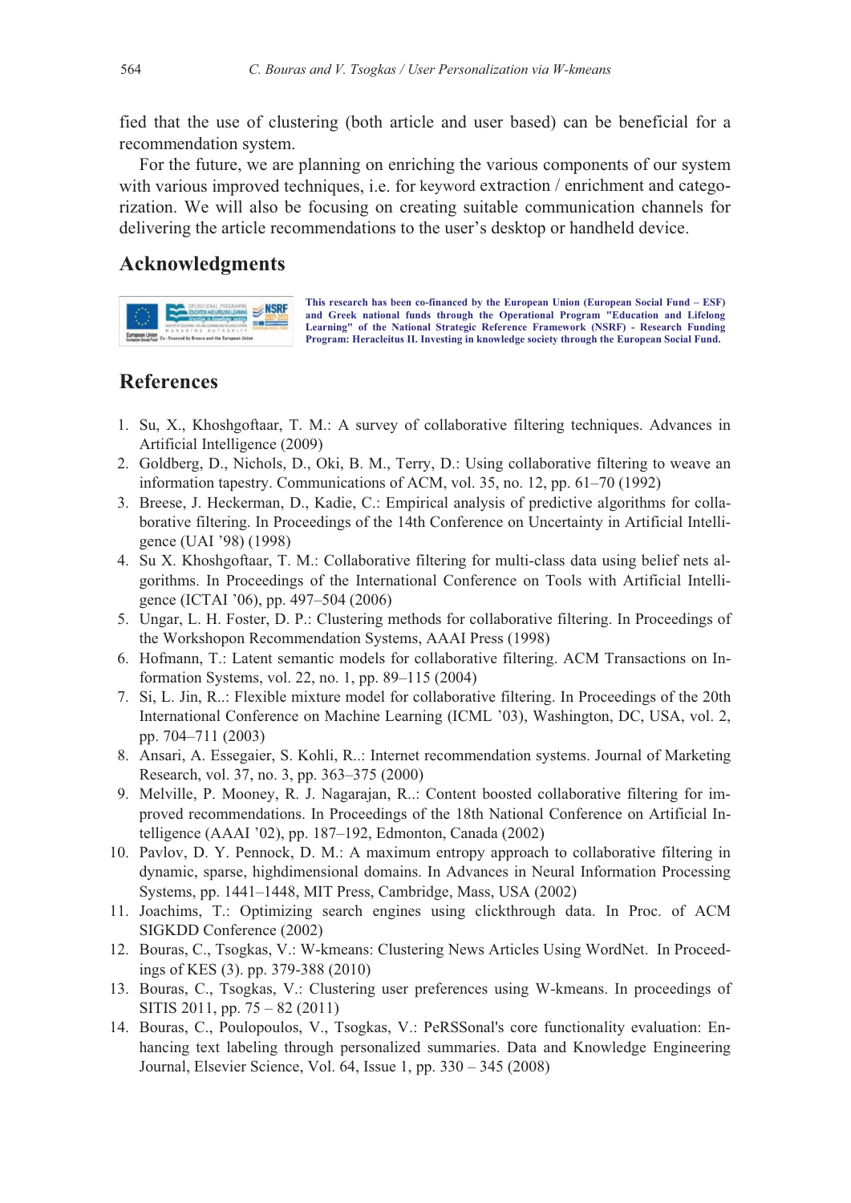fied that the use of clustering (both article and user based) can be beneficial for a recommendation system.

For the future, we are planning on enriching the various components of our system with various improved techniques, i.e. for keyword extraction / enrichment and categorization. We will also be focusing on creating suitable communication channels for delivering the article recommendations to the user's desktop or handheld device.

## Acknowledgments

**This research has been co-financed by the European Union (European Social Fund – ESF) and Greek national funds through the Operational Program "Education and Lifelong Learning" of the National Strategic Reference Framework (NSRF) - Research Funding Program: Heracleitus II. Investing in knowledge society through the European Social Fund.**

## References

1. Su, X., Khoshgoftaar, T. M.: A survey of collaborative filtering techniques. Advances in Artificial Intelligence (2009)
2. Goldberg, D., Nichols, D., Oki, B. M., Terry, D.: Using collaborative filtering to weave an information tapestry. Communications of ACM, vol. 35, no. 12, pp. 61–70 (1992)
3. Breese, J. Heckerman, D., Kadie, C.: Empirical analysis of predictive algorithms for collaborative filtering. In Proceedings of the 14th Conference on Uncertainty in Artificial Intelligence (UAI '98) (1998)
4. Su X. Khoshgoftaar, T. M.: Collaborative filtering for multi-class data using belief nets algorithms. In Proceedings of the International Conference on Tools with Artificial Intelligence (ICTAI '06), pp. 497–504 (2006)
5. Ungar, L. H. Foster, D. P.: Clustering methods for collaborative filtering. In Proceedings of the Workshopon Recommendation Systems, AAAI Press (1998)
6. Hofmann, T.: Latent semantic models for collaborative filtering. ACM Transactions on Information Systems, vol. 22, no. 1, pp. 89–115 (2004)
7. Si, L. Jin, R..: Flexible mixture model for collaborative filtering. In Proceedings of the 20th International Conference on Machine Learning (ICML '03), Washington, DC, USA, vol. 2, pp. 704–711 (2003)
8. Ansari, A. Essegaier, S. Kohli, R..: Internet recommendation systems. Journal of Marketing Research, vol. 37, no. 3, pp. 363–375 (2000)
9. Melville, P. Mooney, R. J. Nagarajan, R..: Content boosted collaborative filtering for improved recommendations. In Proceedings of the 18th National Conference on Artificial Intelligence (AAAI '02), pp. 187–192, Edmonton, Canada (2002)
10. Pavlov, D. Y. Pennock, D. M.: A maximum entropy approach to collaborative filtering in dynamic, sparse, highdimensional domains. In Advances in Neural Information Processing Systems, pp. 1441–1448, MIT Press, Cambridge, Mass, USA (2002)
11. Joachims, T.: Optimizing search engines using clickthrough data. In Proc. of ACM SIGKDD Conference (2002)
12. Bouras, C., Tsogkas, V.: W-kmeans: Clustering News Articles Using WordNet. In Proceedings of KES (3). pp. 379-388 (2010)
13. Bouras, C., Tsogkas, V.: Clustering user preferences using W-kmeans. In proceedings of SITIS 2011, pp. 75 – 82 (2011)
14. Bouras, C., Poulopoulos, V., Tsogkas, V.: PeRSSonal's core functionality evaluation: Enhancing text labeling through personalized summaries. Data and Knowledge Engineering Journal, Elsevier Science, Vol. 64, Issue 1, pp. 330 – 345 (2008)